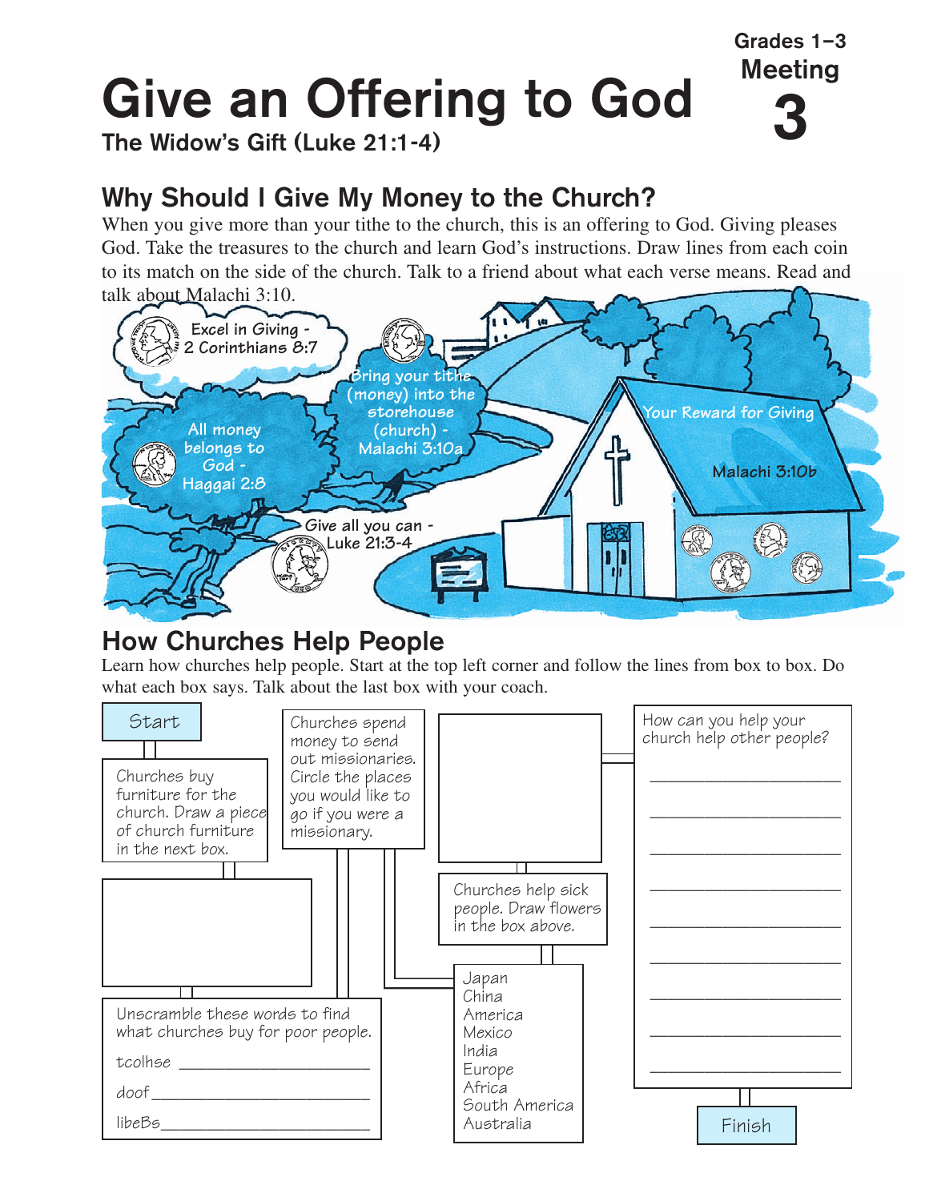Grades 1–3

Meeting

3

# Give an Offering to God

**The Widow's Gift (Luke 21:1-4)**

## Why Should I Give My Money to the Church?

When you give more than your tithe to the church, this is an offering to God. Giving pleases God. Take the treasures to the church and learn God's instructions. Draw lines from each coin to its match on the side of the church. Talk to a friend about what each verse means. Read and talk about Malachi 3:10.

Excel in Giving - 2 Corinthians 8:7

All money belongs to God - Haggai 2:8

Bring your tithe (money) into the storehouse (church) - Malachi 3:10a

Give all you can - Luke 21:3-4

Your Reward for Giving

Malachi 3:10b

## How Churches Help People

Learn how churches help people. Start at the top left corner and follow the lines from box to box. Do what each box says. Talk about the last box with your coach.

Start

Churches buy furniture for the church. Draw a piece of church furniture in the next box.

Unscramble these words to find what churches buy for poor people.

tcolhse ____________________

doof ____________________

libeBs ____________________

Churches spend money to send out missionaries. Circle the places you would like to go if you were a missionary.

- Japan
- China
- America
- Mexico
- India
- Europe
- Africa
- South America
- Australia

Churches help sick people. Draw flowers in the box above.

How can you help your church help other people?

____________________

____________________

____________________

____________________

____________________

____________________

____________________

____________________

____________________

Finish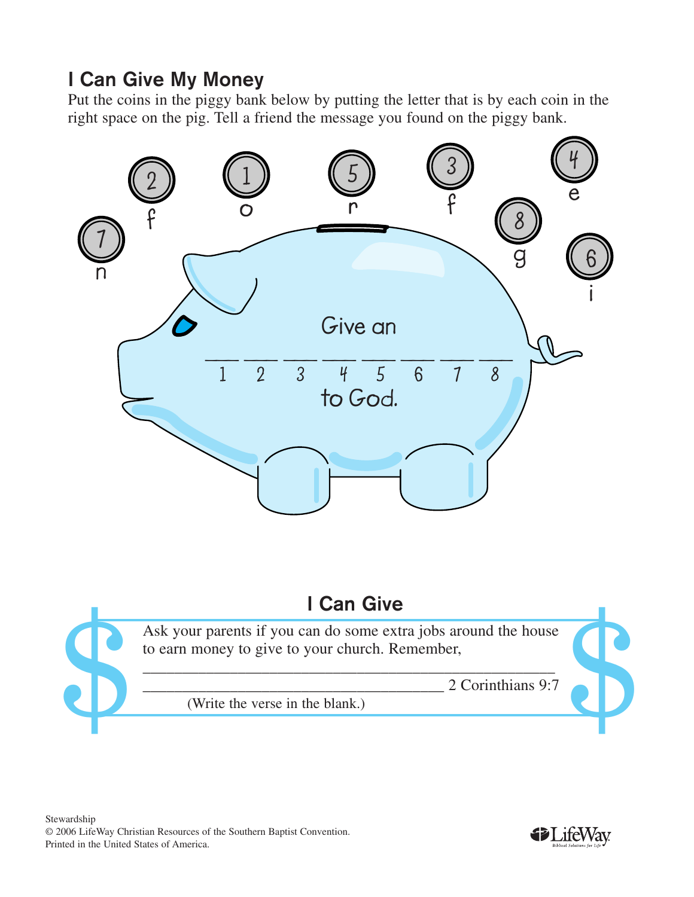## I Can Give My Money

Put the coins in the piggy bank below by putting the letter that is by each coin in the right space on the pig. Tell a friend the message you found on the piggy bank.

7 n

2 f

1 o

5 r

3 f

8 g

4 e

6 i

Give an

___ ___ ___ ___ ___ ___ ___ ___
1 2 3 4 5 6 7 8

to God.

## I Can Give

Ask your parents if you can do some extra jobs around the house to earn money to give to your church. Remember,

_______________________________________________________

_______________________________________ 2 Corinthians 9:7

(Write the verse in the blank.)

Stewardship
© 2006 LifeWay Christian Resources of the Southern Baptist Convention.
Printed in the United States of America.